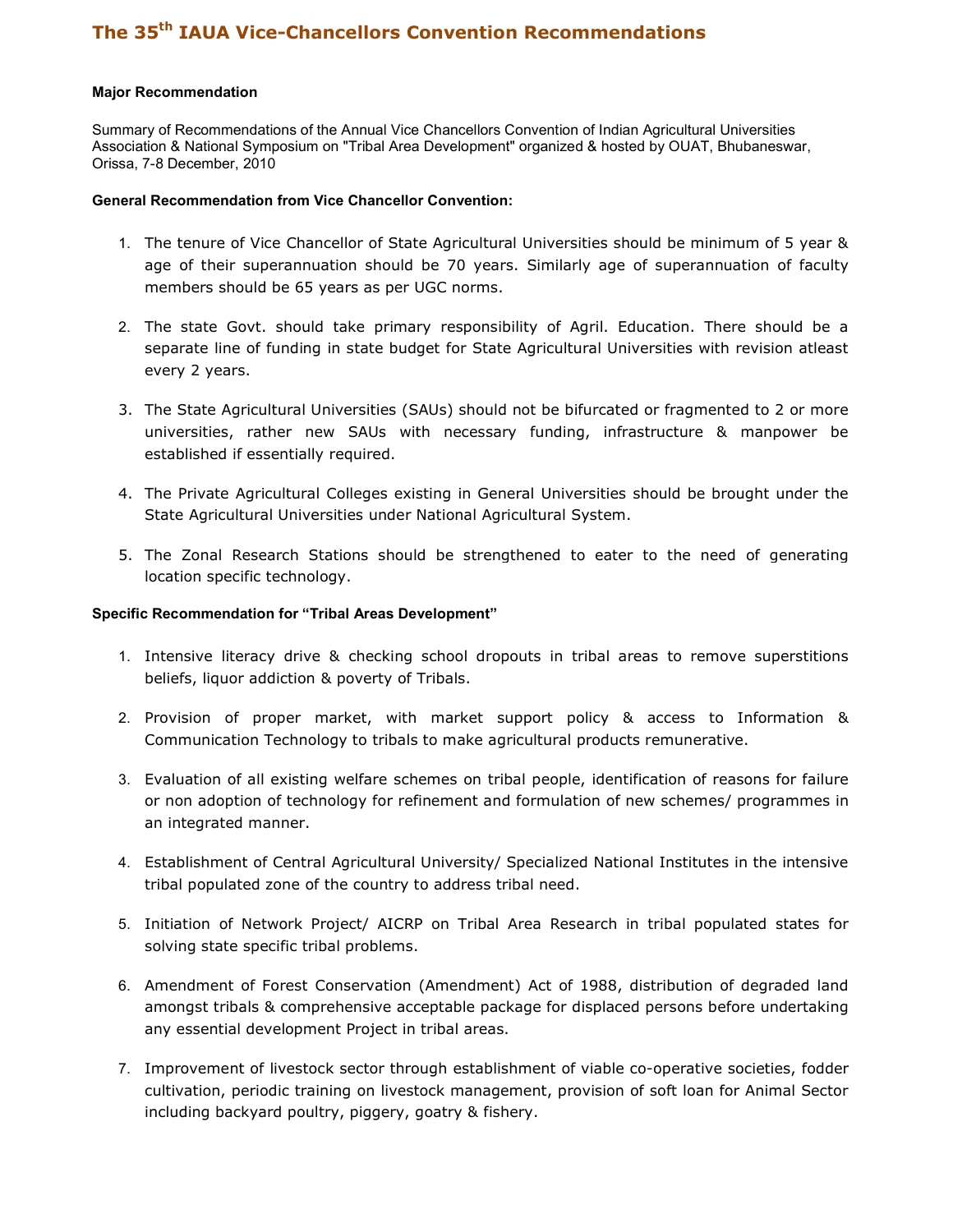# The 35th IAUA Vice-Chancellors Convention Recommendations

**Major Recommendation**

Summary of Recommendations of the Annual Vice Chancellors Convention of Indian Agricultural Universities Association & National Symposium on "Tribal Area Development" organized & hosted by OUAT, Bhubaneswar, Orissa, 7-8 December, 2010

**General Recommendation from Vice Chancellor Convention:**

1. The tenure of Vice Chancellor of State Agricultural Universities should be minimum of 5 year & age of their superannuation should be 70 years. Similarly age of superannuation of faculty members should be 65 years as per UGC norms.
2. The state Govt. should take primary responsibility of Agril. Education. There should be a separate line of funding in state budget for State Agricultural Universities with revision atleast every 2 years.
3. The State Agricultural Universities (SAUs) should not be bifurcated or fragmented to 2 or more universities, rather new SAUs with necessary funding, infrastructure & manpower be established if essentially required.
4. The Private Agricultural Colleges existing in General Universities should be brought under the State Agricultural Universities under National Agricultural System.
5. The Zonal Research Stations should be strengthened to eater to the need of generating location specific technology.

**Specific Recommendation for "Tribal Areas Development"**

1. Intensive literacy drive & checking school dropouts in tribal areas to remove superstitions beliefs, liquor addiction & poverty of Tribals.
2. Provision of proper market, with market support policy & access to Information & Communication Technology to tribals to make agricultural products remunerative.
3. Evaluation of all existing welfare schemes on tribal people, identification of reasons for failure or non adoption of technology for refinement and formulation of new schemes/ programmes in an integrated manner.
4. Establishment of Central Agricultural University/ Specialized National Institutes in the intensive tribal populated zone of the country to address tribal need.
5. Initiation of Network Project/ AICRP on Tribal Area Research in tribal populated states for solving state specific tribal problems.
6. Amendment of Forest Conservation (Amendment) Act of 1988, distribution of degraded land amongst tribals & comprehensive acceptable package for displaced persons before undertaking any essential development Project in tribal areas.
7. Improvement of livestock sector through establishment of viable co-operative societies, fodder cultivation, periodic training on livestock management, provision of soft loan for Animal Sector including backyard poultry, piggery, goatry & fishery.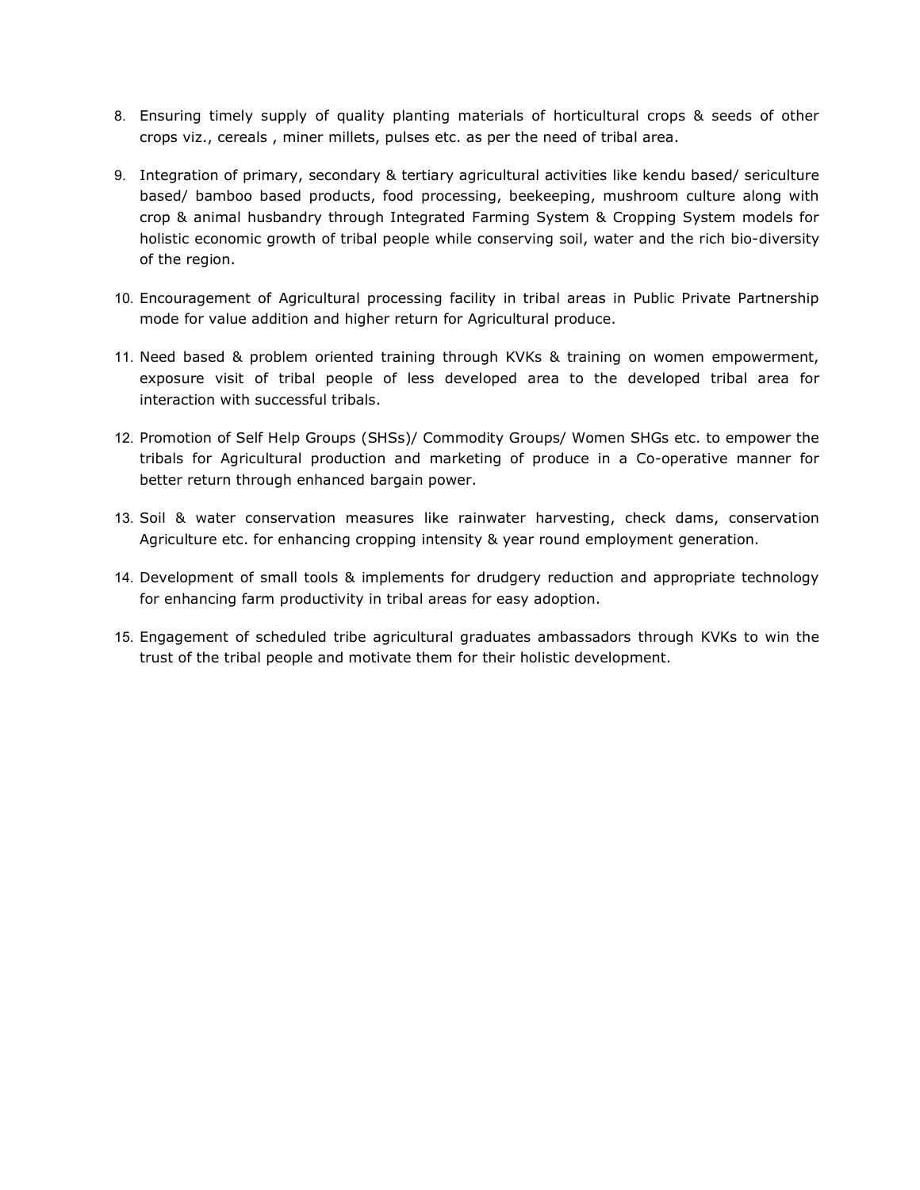8. Ensuring timely supply of quality planting materials of horticultural crops & seeds of other crops viz., cereals , miner millets, pulses etc. as per the need of tribal area.

9. Integration of primary, secondary & tertiary agricultural activities like kendu based/ sericulture based/ bamboo based products, food processing, beekeeping, mushroom culture along with crop & animal husbandry through Integrated Farming System & Cropping System models for holistic economic growth of tribal people while conserving soil, water and the rich bio-diversity of the region.

10. Encouragement of Agricultural processing facility in tribal areas in Public Private Partnership mode for value addition and higher return for Agricultural produce.

11. Need based & problem oriented training through KVKs & training on women empowerment, exposure visit of tribal people of less developed area to the developed tribal area for interaction with successful tribals.

12. Promotion of Self Help Groups (SHSs)/ Commodity Groups/ Women SHGs etc. to empower the tribals for Agricultural production and marketing of produce in a Co-operative manner for better return through enhanced bargain power.

13. Soil & water conservation measures like rainwater harvesting, check dams, conservation Agriculture etc. for enhancing cropping intensity & year round employment generation.

14. Development of small tools & implements for drudgery reduction and appropriate technology for enhancing farm productivity in tribal areas for easy adoption.

15. Engagement of scheduled tribe agricultural graduates ambassadors through KVKs to win the trust of the tribal people and motivate them for their holistic development.